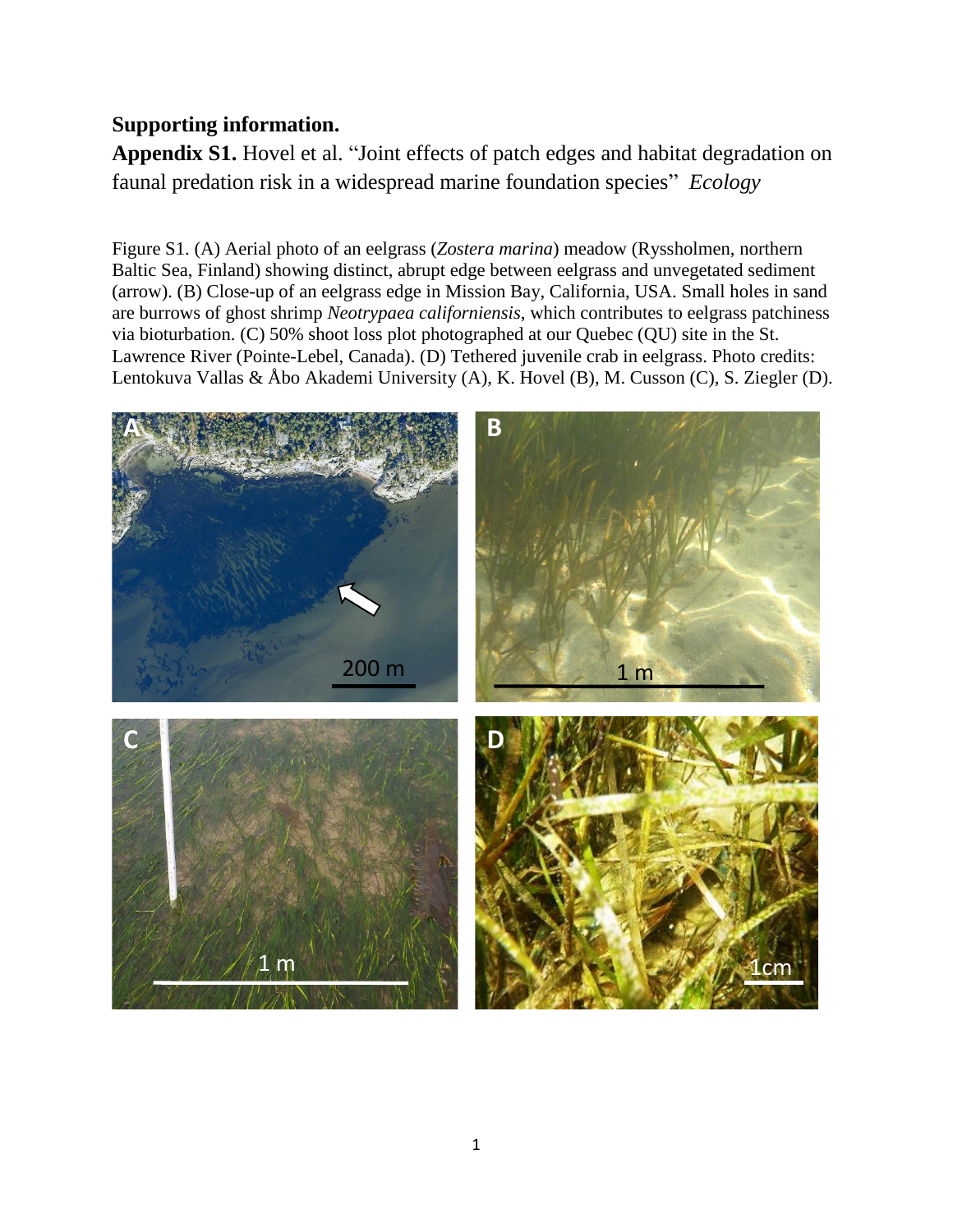**Supporting information.**

**Appendix S1.** Hovel et al. "Joint effects of patch edges and habitat degradation on faunal predation risk in a widespread marine foundation species" *Ecology*

Figure S1. (A) Aerial photo of an eelgrass (*Zostera marina*) meadow (Ryssholmen, northern Baltic Sea, Finland) showing distinct, abrupt edge between eelgrass and unvegetated sediment (arrow). (B) Close-up of an eelgrass edge in Mission Bay, California, USA. Small holes in sand are burrows of ghost shrimp *Neotrypaea californiensis*, which contributes to eelgrass patchiness via bioturbation. (C) 50% shoot loss plot photographed at our Quebec (QU) site in the St. Lawrence River (Pointe-Lebel, Canada). (D) Tethered juvenile crab in eelgrass. Photo credits: Lentokuva Vallas & Åbo Akademi University (A), K. Hovel (B), M. Cusson (C), S. Ziegler (D).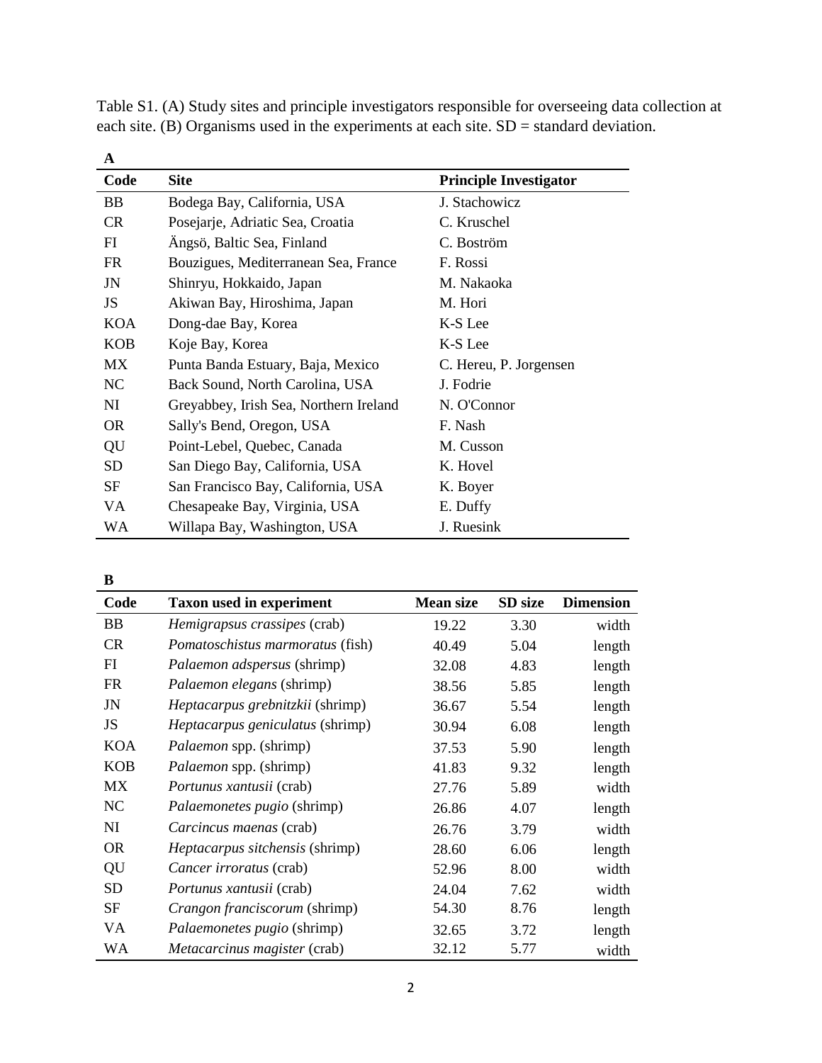Table S1. (A) Study sites and principle investigators responsible for overseeing data collection at each site. (B) Organisms used in the experiments at each site. SD = standard deviation.

**A**

| Code | Site | Principle Investigator |
|---|---|---|
| BB | Bodega Bay, California, USA | J. Stachowicz |
| CR | Posejarje, Adriatic Sea, Croatia | C. Kruschel |
| FI | Ängsö, Baltic Sea, Finland | C. Boström |
| FR | Bouzigues, Mediterranean Sea, France | F. Rossi |
| JN | Shinryu, Hokkaido, Japan | M. Nakaoka |
| JS | Akiwan Bay, Hiroshima, Japan | M. Hori |
| KOA | Dong-dae Bay, Korea | K-S Lee |
| KOB | Koje Bay, Korea | K-S Lee |
| MX | Punta Banda Estuary, Baja, Mexico | C. Hereu, P. Jorgensen |
| NC | Back Sound, North Carolina, USA | J. Fodrie |
| NI | Greyabbey, Irish Sea, Northern Ireland | N. O'Connor |
| OR | Sally's Bend, Oregon, USA | F. Nash |
| QU | Point-Lebel, Quebec, Canada | M. Cusson |
| SD | San Diego Bay, California, USA | K. Hovel |
| SF | San Francisco Bay, California, USA | K. Boyer |
| VA | Chesapeake Bay, Virginia, USA | E. Duffy |
| WA | Willapa Bay, Washington, USA | J. Ruesink |

**B**

| Code | Taxon used in experiment | Mean size | SD size | Dimension |
|---|---|---|---|---|
| BB | *Hemigrapsus crassipes* (crab) | 19.22 | 3.30 | width |
| CR | *Pomatoschistus marmoratus* (fish) | 40.49 | 5.04 | length |
| FI | *Palaemon adspersus* (shrimp) | 32.08 | 4.83 | length |
| FR | *Palaemon elegans* (shrimp) | 38.56 | 5.85 | length |
| JN | *Heptacarpus grebnitzkii* (shrimp) | 36.67 | 5.54 | length |
| JS | *Heptacarpus geniculatus* (shrimp) | 30.94 | 6.08 | length |
| KOA | *Palaemon* spp. (shrimp) | 37.53 | 5.90 | length |
| KOB | *Palaemon* spp. (shrimp) | 41.83 | 9.32 | length |
| MX | *Portunus xantusii* (crab) | 27.76 | 5.89 | width |
| NC | *Palaemonetes pugio* (shrimp) | 26.86 | 4.07 | length |
| NI | *Carcincus maenas* (crab) | 26.76 | 3.79 | width |
| OR | *Heptacarpus sitchensis* (shrimp) | 28.60 | 6.06 | length |
| QU | *Cancer irroratus* (crab) | 52.96 | 8.00 | width |
| SD | *Portunus xantusii* (crab) | 24.04 | 7.62 | width |
| SF | *Crangon franciscorum* (shrimp) | 54.30 | 8.76 | length |
| VA | *Palaemonetes pugio* (shrimp) | 32.65 | 3.72 | length |
| WA | *Metacarcinus magister* (crab) | 32.12 | 5.77 | width |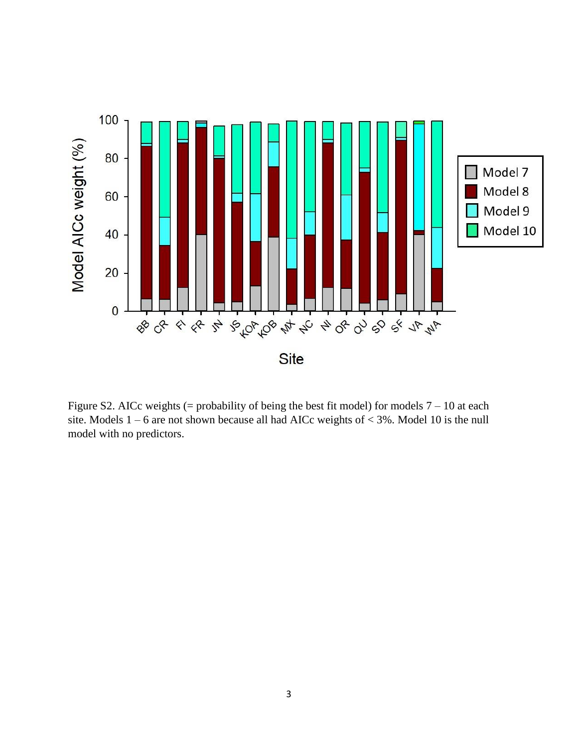Figure S2. AICc weights (= probability of being the best fit model) for models 7 – 10 at each site. Models 1 – 6 are not shown because all had AICc weights of < 3%. Model 10 is the null model with no predictors.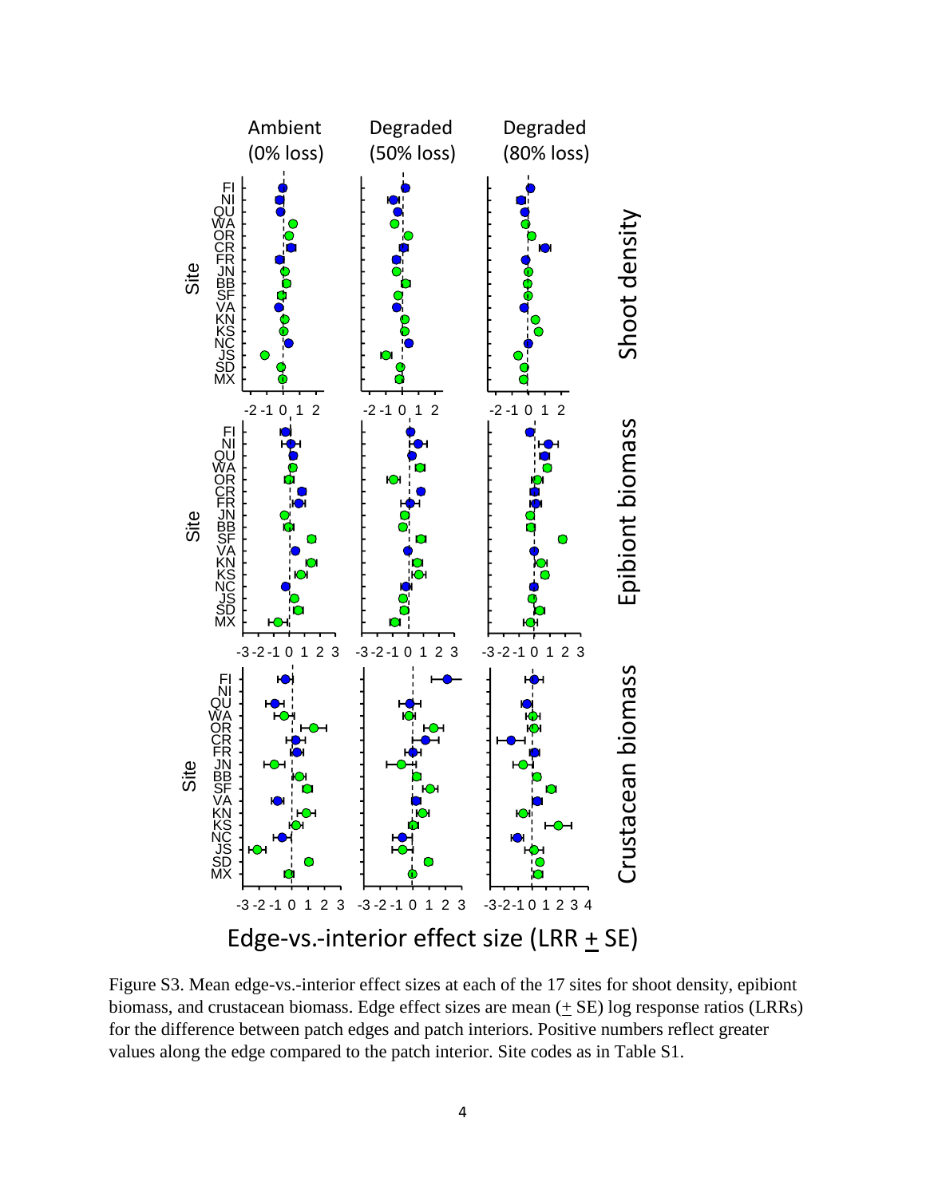Figure S3. Mean edge-vs.-interior effect sizes at each of the 17 sites for shoot density, epibiont biomass, and crustacean biomass. Edge effect sizes are mean (+ SE) log response ratios (LRRs) for the difference between patch edges and patch interiors. Positive numbers reflect greater values along the edge compared to the patch interior. Site codes as in Table S1.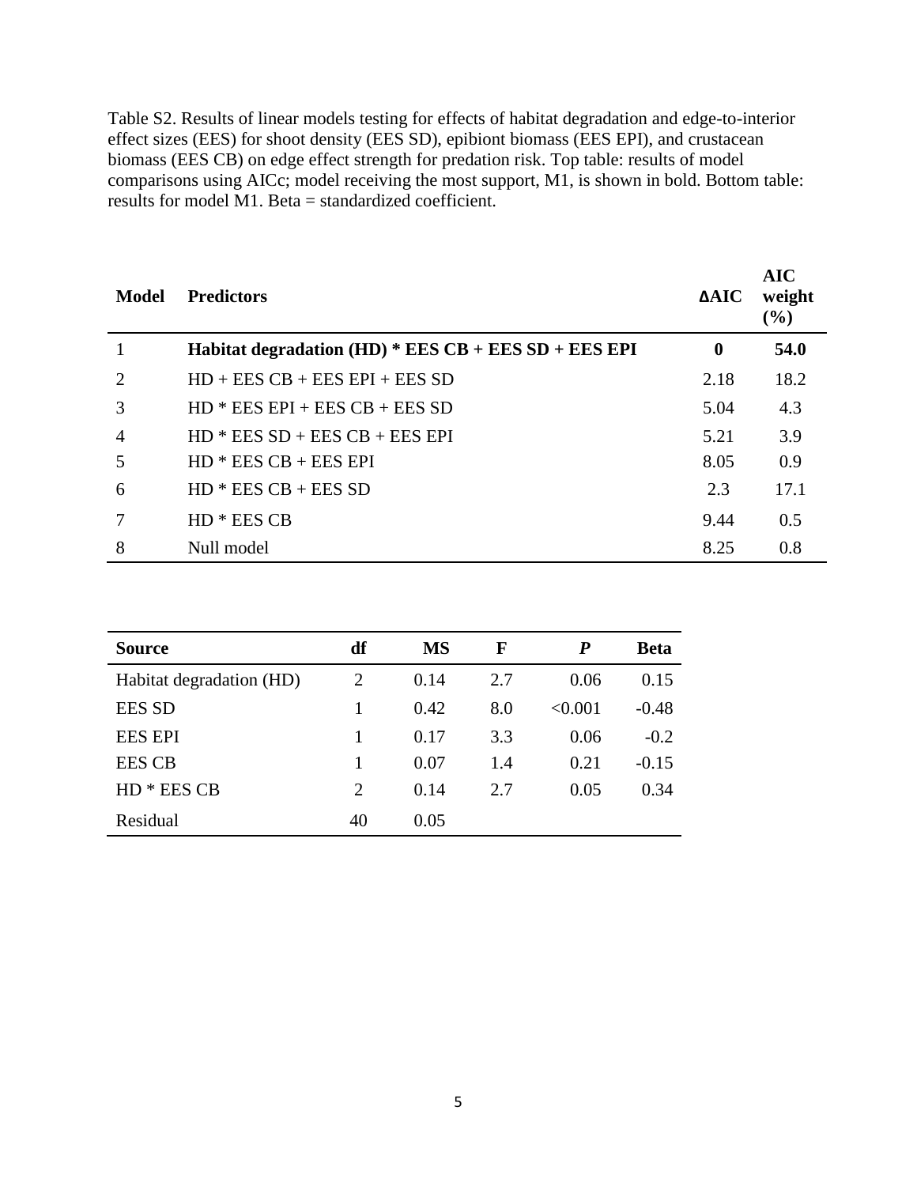Table S2. Results of linear models testing for effects of habitat degradation and edge-to-interior effect sizes (EES) for shoot density (EES SD), epibiont biomass (EES EPI), and crustacean biomass (EES CB) on edge effect strength for predation risk. Top table: results of model comparisons using AICc; model receiving the most support, M1, is shown in bold. Bottom table: results for model M1. Beta = standardized coefficient.

| Model | Predictors | ΔAIC | AIC weight (%) |
|---|---|---|---|
| 1 | **Habitat degradation (HD) * EES CB + EES SD + EES EPI** | **0** | **54.0** |
| 2 | HD + EES CB + EES EPI + EES SD | 2.18 | 18.2 |
| 3 | HD * EES EPI + EES CB + EES SD | 5.04 | 4.3 |
| 4 | HD * EES SD + EES CB + EES EPI | 5.21 | 3.9 |
| 5 | HD * EES CB + EES EPI | 8.05 | 0.9 |
| 6 | HD * EES CB + EES SD | 2.3 | 17.1 |
| 7 | HD * EES CB | 9.44 | 0.5 |
| 8 | Null model | 8.25 | 0.8 |

| Source | df | MS | F | *P* | Beta |
|---|---|---|---|---|---|
| Habitat degradation (HD) | 2 | 0.14 | 2.7 | 0.06 | 0.15 |
| EES SD | 1 | 0.42 | 8.0 | <0.001 | -0.48 |
| EES EPI | 1 | 0.17 | 3.3 | 0.06 | -0.2 |
| EES CB | 1 | 0.07 | 1.4 | 0.21 | -0.15 |
| HD * EES CB | 2 | 0.14 | 2.7 | 0.05 | 0.34 |
| Residual | 40 | 0.05 | | | |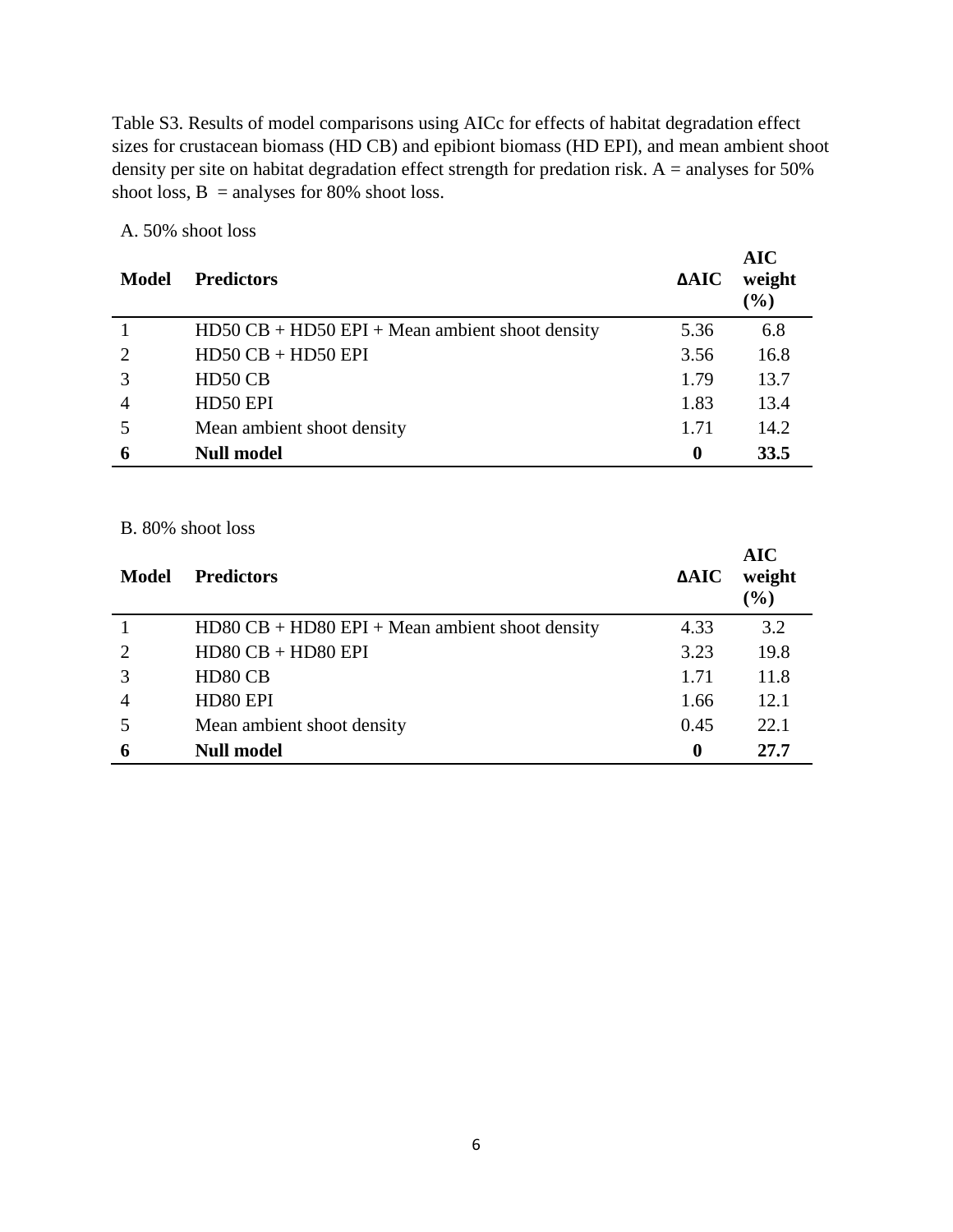Table S3. Results of model comparisons using AICc for effects of habitat degradation effect sizes for crustacean biomass (HD CB) and epibiont biomass (HD EPI), and mean ambient shoot density per site on habitat degradation effect strength for predation risk. A = analyses for 50% shoot loss, B = analyses for 80% shoot loss.

A. 50% shoot loss

| Model | Predictors | ΔAIC | AIC weight (%) |
|---|---|---|---|
| 1 | HD50 CB + HD50 EPI + Mean ambient shoot density | 5.36 | 6.8 |
| 2 | HD50 CB + HD50 EPI | 3.56 | 16.8 |
| 3 | HD50 CB | 1.79 | 13.7 |
| 4 | HD50 EPI | 1.83 | 13.4 |
| 5 | Mean ambient shoot density | 1.71 | 14.2 |
| **6** | **Null model** | **0** | **33.5** |

B. 80% shoot loss

| Model | Predictors | ΔAIC | AIC weight (%) |
|---|---|---|---|
| 1 | HD80 CB + HD80 EPI + Mean ambient shoot density | 4.33 | 3.2 |
| 2 | HD80 CB + HD80 EPI | 3.23 | 19.8 |
| 3 | HD80 CB | 1.71 | 11.8 |
| 4 | HD80 EPI | 1.66 | 12.1 |
| 5 | Mean ambient shoot density | 0.45 | 22.1 |
| **6** | **Null model** | **0** | **27.7** |